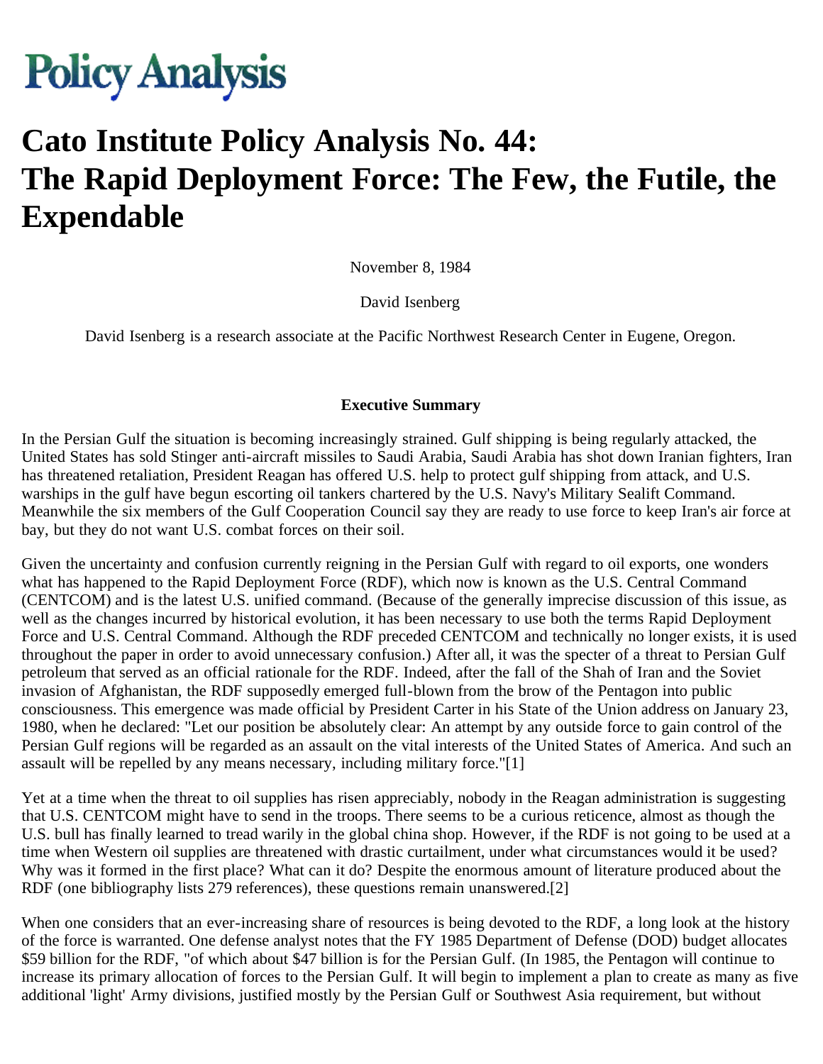# Policy Analysis

# Cato Institute Policy Analysis No. 44: The Rapid Deployment Force: The Few, the Futile, the Expendable

November 8, 1984

David Isenberg

David Isenberg is a research associate at the Pacific Northwest Research Center in Eugene, Oregon.

### Executive Summary

In the Persian Gulf the situation is becoming increasingly strained. Gulf shipping is being regularly attacked, the United States has sold Stinger anti-aircraft missiles to Saudi Arabia, Saudi Arabia has shot down Iranian fighters, Iran has threatened retaliation, President Reagan has offered U.S. help to protect gulf shipping from attack, and U.S. warships in the gulf have begun escorting oil tankers chartered by the U.S. Navy's Military Sealift Command. Meanwhile the six members of the Gulf Cooperation Council say they are ready to use force to keep Iran's air force at bay, but they do not want U.S. combat forces on their soil.

Given the uncertainty and confusion currently reigning in the Persian Gulf with regard to oil exports, one wonders what has happened to the Rapid Deployment Force (RDF), which now is known as the U.S. Central Command (CENTCOM) and is the latest U.S. unified command. (Because of the generally imprecise discussion of this issue, as well as the changes incurred by historical evolution, it has been necessary to use both the terms Rapid Deployment Force and U.S. Central Command. Although the RDF preceded CENTCOM and technically no longer exists, it is used throughout the paper in order to avoid unnecessary confusion.) After all, it was the specter of a threat to Persian Gulf petroleum that served as an official rationale for the RDF. Indeed, after the fall of the Shah of Iran and the Soviet invasion of Afghanistan, the RDF supposedly emerged full-blown from the brow of the Pentagon into public consciousness. This emergence was made official by President Carter in his State of the Union address on January 23, 1980, when he declared: "Let our position be absolutely clear: An attempt by any outside force to gain control of the Persian Gulf regions will be regarded as an assault on the vital interests of the United States of America. And such an assault will be repelled by any means necessary, including military force."[1]

Yet at a time when the threat to oil supplies has risen appreciably, nobody in the Reagan administration is suggesting that U.S. CENTCOM might have to send in the troops. There seems to be a curious reticence, almost as though the U.S. bull has finally learned to tread warily in the global china shop. However, if the RDF is not going to be used at a time when Western oil supplies are threatened with drastic curtailment, under what circumstances would it be used? Why was it formed in the first place? What can it do? Despite the enormous amount of literature produced about the RDF (one bibliography lists 279 references), these questions remain unanswered.[2]

When one considers that an ever-increasing share of resources is being devoted to the RDF, a long look at the history of the force is warranted. One defense analyst notes that the FY 1985 Department of Defense (DOD) budget allocates $59 billion for the RDF, "of which about $47 billion is for the Persian Gulf. (In 1985, the Pentagon will continue to increase its primary allocation of forces to the Persian Gulf. It will begin to implement a plan to create as many as five additional 'light' Army divisions, justified mostly by the Persian Gulf or Southwest Asia requirement, but without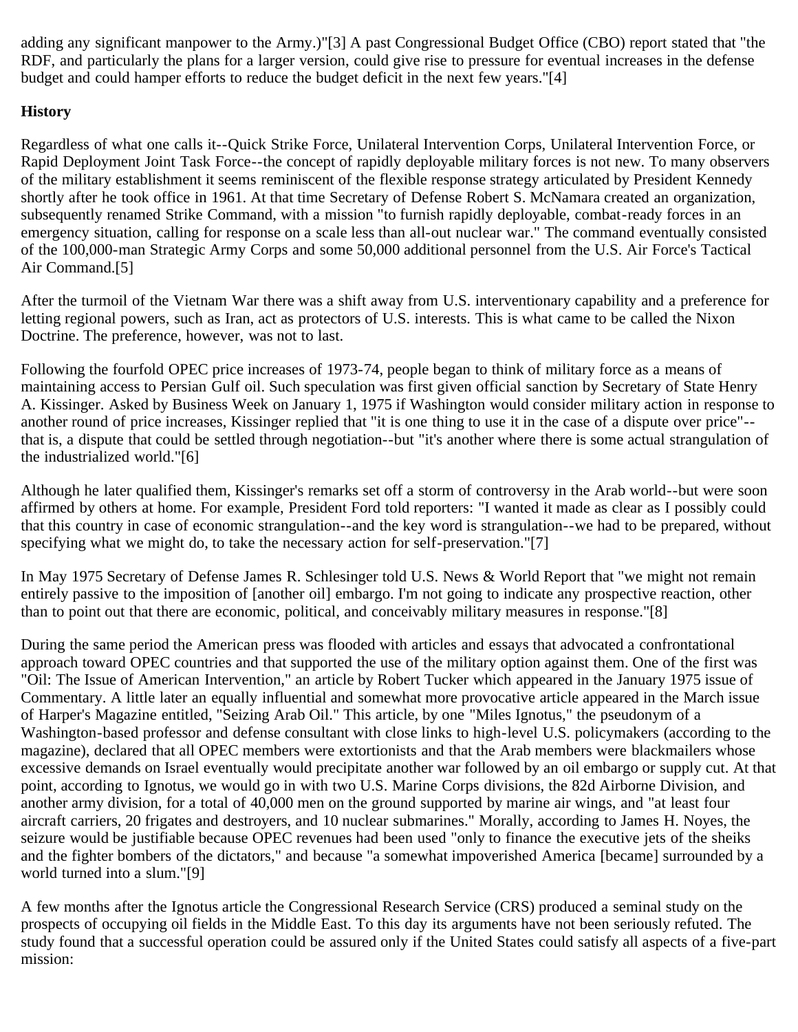adding any significant manpower to the Army.)"[3] A past Congressional Budget Office (CBO) report stated that "the RDF, and particularly the plans for a larger version, could give rise to pressure for eventual increases in the defense budget and could hamper efforts to reduce the budget deficit in the next few years."[4]

**History**

Regardless of what one calls it--Quick Strike Force, Unilateral Intervention Corps, Unilateral Intervention Force, or Rapid Deployment Joint Task Force--the concept of rapidly deployable military forces is not new. To many observers of the military establishment it seems reminiscent of the flexible response strategy articulated by President Kennedy shortly after he took office in 1961. At that time Secretary of Defense Robert S. McNamara created an organization, subsequently renamed Strike Command, with a mission "to furnish rapidly deployable, combat-ready forces in an emergency situation, calling for response on a scale less than all-out nuclear war." The command eventually consisted of the 100,000-man Strategic Army Corps and some 50,000 additional personnel from the U.S. Air Force's Tactical Air Command.[5]

After the turmoil of the Vietnam War there was a shift away from U.S. interventionary capability and a preference for letting regional powers, such as Iran, act as protectors of U.S. interests. This is what came to be called the Nixon Doctrine. The preference, however, was not to last.

Following the fourfold OPEC price increases of 1973-74, people began to think of military force as a means of maintaining access to Persian Gulf oil. Such speculation was first given official sanction by Secretary of State Henry A. Kissinger. Asked by Business Week on January 1, 1975 if Washington would consider military action in response to another round of price increases, Kissinger replied that "it is one thing to use it in the case of a dispute over price"--that is, a dispute that could be settled through negotiation--but "it's another where there is some actual strangulation of the industrialized world."[6]

Although he later qualified them, Kissinger's remarks set off a storm of controversy in the Arab world--but were soon affirmed by others at home. For example, President Ford told reporters: "I wanted it made as clear as I possibly could that this country in case of economic strangulation--and the key word is strangulation--we had to be prepared, without specifying what we might do, to take the necessary action for self-preservation."[7]

In May 1975 Secretary of Defense James R. Schlesinger told U.S. News & World Report that "we might not remain entirely passive to the imposition of [another oil] embargo. I'm not going to indicate any prospective reaction, other than to point out that there are economic, political, and conceivably military measures in response."[8]

During the same period the American press was flooded with articles and essays that advocated a confrontational approach toward OPEC countries and that supported the use of the military option against them. One of the first was "Oil: The Issue of American Intervention," an article by Robert Tucker which appeared in the January 1975 issue of Commentary. A little later an equally influential and somewhat more provocative article appeared in the March issue of Harper's Magazine entitled, "Seizing Arab Oil." This article, by one "Miles Ignotus," the pseudonym of a Washington-based professor and defense consultant with close links to high-level U.S. policymakers (according to the magazine), declared that all OPEC members were extortionists and that the Arab members were blackmailers whose excessive demands on Israel eventually would precipitate another war followed by an oil embargo or supply cut. At that point, according to Ignotus, we would go in with two U.S. Marine Corps divisions, the 82d Airborne Division, and another army division, for a total of 40,000 men on the ground supported by marine air wings, and "at least four aircraft carriers, 20 frigates and destroyers, and 10 nuclear submarines." Morally, according to James H. Noyes, the seizure would be justifiable because OPEC revenues had been used "only to finance the executive jets of the sheiks and the fighter bombers of the dictators," and because "a somewhat impoverished America [became] surrounded by a world turned into a slum."[9]

A few months after the Ignotus article the Congressional Research Service (CRS) produced a seminal study on the prospects of occupying oil fields in the Middle East. To this day its arguments have not been seriously refuted. The study found that a successful operation could be assured only if the United States could satisfy all aspects of a five-part mission: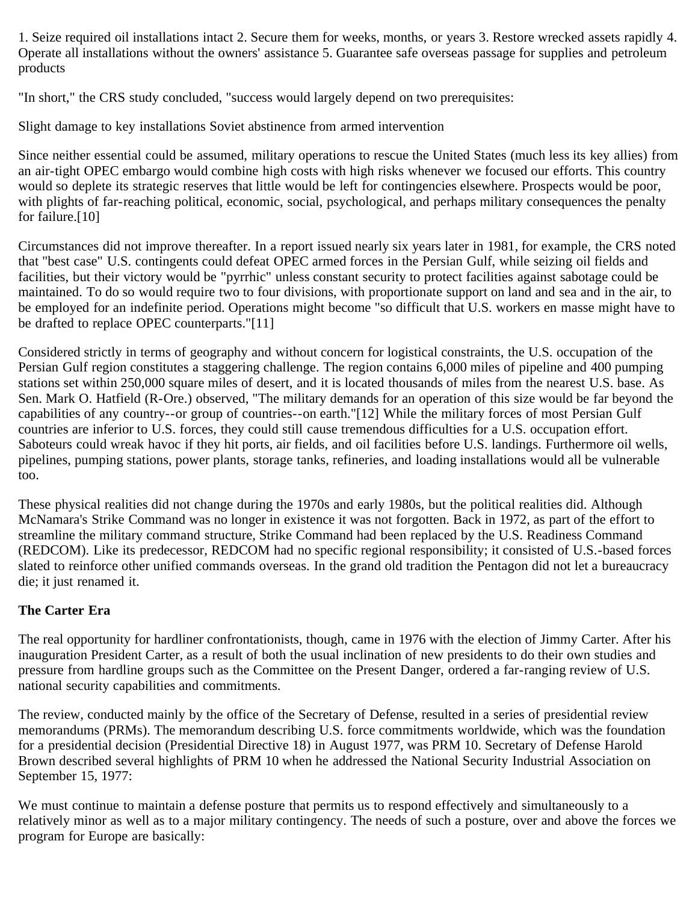1. Seize required oil installations intact 2. Secure them for weeks, months, or years 3. Restore wrecked assets rapidly 4. Operate all installations without the owners' assistance 5. Guarantee safe overseas passage for supplies and petroleum products

"In short," the CRS study concluded, "success would largely depend on two prerequisites:

Slight damage to key installations Soviet abstinence from armed intervention

Since neither essential could be assumed, military operations to rescue the United States (much less its key allies) from an air-tight OPEC embargo would combine high costs with high risks whenever we focused our efforts. This country would so deplete its strategic reserves that little would be left for contingencies elsewhere. Prospects would be poor, with plights of far-reaching political, economic, social, psychological, and perhaps military consequences the penalty for failure.[10]

Circumstances did not improve thereafter. In a report issued nearly six years later in 1981, for example, the CRS noted that "best case" U.S. contingents could defeat OPEC armed forces in the Persian Gulf, while seizing oil fields and facilities, but their victory would be "pyrrhic" unless constant security to protect facilities against sabotage could be maintained. To do so would require two to four divisions, with proportionate support on land and sea and in the air, to be employed for an indefinite period. Operations might become "so difficult that U.S. workers en masse might have to be drafted to replace OPEC counterparts."[11]

Considered strictly in terms of geography and without concern for logistical constraints, the U.S. occupation of the Persian Gulf region constitutes a staggering challenge. The region contains 6,000 miles of pipeline and 400 pumping stations set within 250,000 square miles of desert, and it is located thousands of miles from the nearest U.S. base. As Sen. Mark O. Hatfield (R-Ore.) observed, "The military demands for an operation of this size would be far beyond the capabilities of any country--or group of countries--on earth."[12] While the military forces of most Persian Gulf countries are inferior to U.S. forces, they could still cause tremendous difficulties for a U.S. occupation effort. Saboteurs could wreak havoc if they hit ports, air fields, and oil facilities before U.S. landings. Furthermore oil wells, pipelines, pumping stations, power plants, storage tanks, refineries, and loading installations would all be vulnerable too.

These physical realities did not change during the 1970s and early 1980s, but the political realities did. Although McNamara's Strike Command was no longer in existence it was not forgotten. Back in 1972, as part of the effort to streamline the military command structure, Strike Command had been replaced by the U.S. Readiness Command (REDCOM). Like its predecessor, REDCOM had no specific regional responsibility; it consisted of U.S.-based forces slated to reinforce other unified commands overseas. In the grand old tradition the Pentagon did not let a bureaucracy die; it just renamed it.

**The Carter Era**

The real opportunity for hardliner confrontationists, though, came in 1976 with the election of Jimmy Carter. After his inauguration President Carter, as a result of both the usual inclination of new presidents to do their own studies and pressure from hardline groups such as the Committee on the Present Danger, ordered a far-ranging review of U.S. national security capabilities and commitments.

The review, conducted mainly by the office of the Secretary of Defense, resulted in a series of presidential review memorandums (PRMs). The memorandum describing U.S. force commitments worldwide, which was the foundation for a presidential decision (Presidential Directive 18) in August 1977, was PRM 10. Secretary of Defense Harold Brown described several highlights of PRM 10 when he addressed the National Security Industrial Association on September 15, 1977:

We must continue to maintain a defense posture that permits us to respond effectively and simultaneously to a relatively minor as well as to a major military contingency. The needs of such a posture, over and above the forces we program for Europe are basically: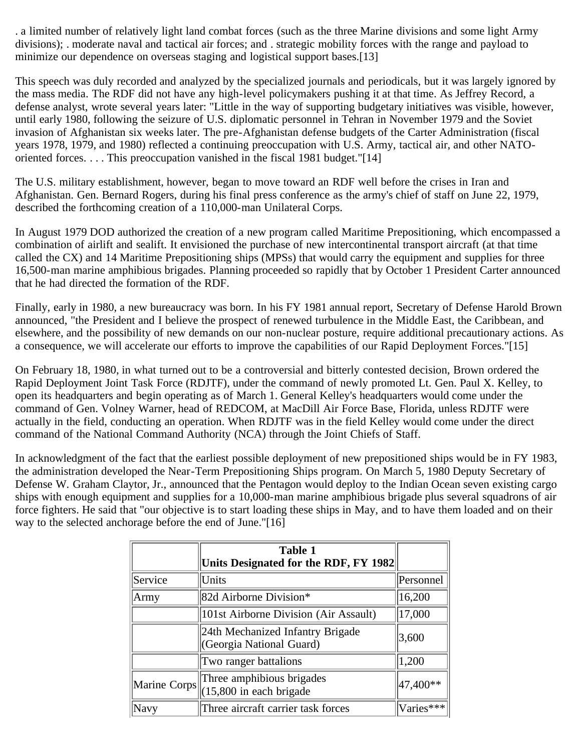. a limited number of relatively light land combat forces (such as the three Marine divisions and some light Army divisions); . moderate naval and tactical air forces; and . strategic mobility forces with the range and payload to minimize our dependence on overseas staging and logistical support bases.[13]

This speech was duly recorded and analyzed by the specialized journals and periodicals, but it was largely ignored by the mass media. The RDF did not have any high-level policymakers pushing it at that time. As Jeffrey Record, a defense analyst, wrote several years later: "Little in the way of supporting budgetary initiatives was visible, however, until early 1980, following the seizure of U.S. diplomatic personnel in Tehran in November 1979 and the Soviet invasion of Afghanistan six weeks later. The pre-Afghanistan defense budgets of the Carter Administration (fiscal years 1978, 1979, and 1980) reflected a continuing preoccupation with U.S. Army, tactical air, and other NATO-oriented forces. . . . This preoccupation vanished in the fiscal 1981 budget."[14]

The U.S. military establishment, however, began to move toward an RDF well before the crises in Iran and Afghanistan. Gen. Bernard Rogers, during his final press conference as the army's chief of staff on June 22, 1979, described the forthcoming creation of a 110,000-man Unilateral Corps.

In August 1979 DOD authorized the creation of a new program called Maritime Prepositioning, which encompassed a combination of airlift and sealift. It envisioned the purchase of new intercontinental transport aircraft (at that time called the CX) and 14 Maritime Prepositioning ships (MPSs) that would carry the equipment and supplies for three 16,500-man marine amphibious brigades. Planning proceeded so rapidly that by October 1 President Carter announced that he had directed the formation of the RDF.

Finally, early in 1980, a new bureaucracy was born. In his FY 1981 annual report, Secretary of Defense Harold Brown announced, "the President and I believe the prospect of renewed turbulence in the Middle East, the Caribbean, and elsewhere, and the possibility of new demands on our non-nuclear posture, require additional precautionary actions. As a consequence, we will accelerate our efforts to improve the capabilities of our Rapid Deployment Forces."[15]

On February 18, 1980, in what turned out to be a controversial and bitterly contested decision, Brown ordered the Rapid Deployment Joint Task Force (RDJTF), under the command of newly promoted Lt. Gen. Paul X. Kelley, to open its headquarters and begin operating as of March 1. General Kelley's headquarters would come under the command of Gen. Volney Warner, head of REDCOM, at MacDill Air Force Base, Florida, unless RDJTF were actually in the field, conducting an operation. When RDJTF was in the field Kelley would come under the direct command of the National Command Authority (NCA) through the Joint Chiefs of Staff.

In acknowledgment of the fact that the earliest possible deployment of new prepositioned ships would be in FY 1983, the administration developed the Near-Term Prepositioning Ships program. On March 5, 1980 Deputy Secretary of Defense W. Graham Claytor, Jr., announced that the Pentagon would deploy to the Indian Ocean seven existing cargo ships with enough equipment and supplies for a 10,000-man marine amphibious brigade plus several squadrons of air force fighters. He said that "our objective is to start loading these ships in May, and to have them loaded and on their way to the selected anchorage before the end of June."[16]

| | **Table 1<br>Units Designated for the RDF, FY 1982** | |
|---|---|---|
| Service | Units | Personnel |
| Army | 82d Airborne Division* | 16,200 |
| | 101st Airborne Division (Air Assault) | 17,000 |
| | 24th Mechanized Infantry Brigade (Georgia National Guard) | 3,600 |
| | Two ranger battalions | 1,200 |
| Marine Corps | Three amphibious brigades (15,800 in each brigade | 47,400** |
| Navy | Three aircraft carrier task forces | Varies*** |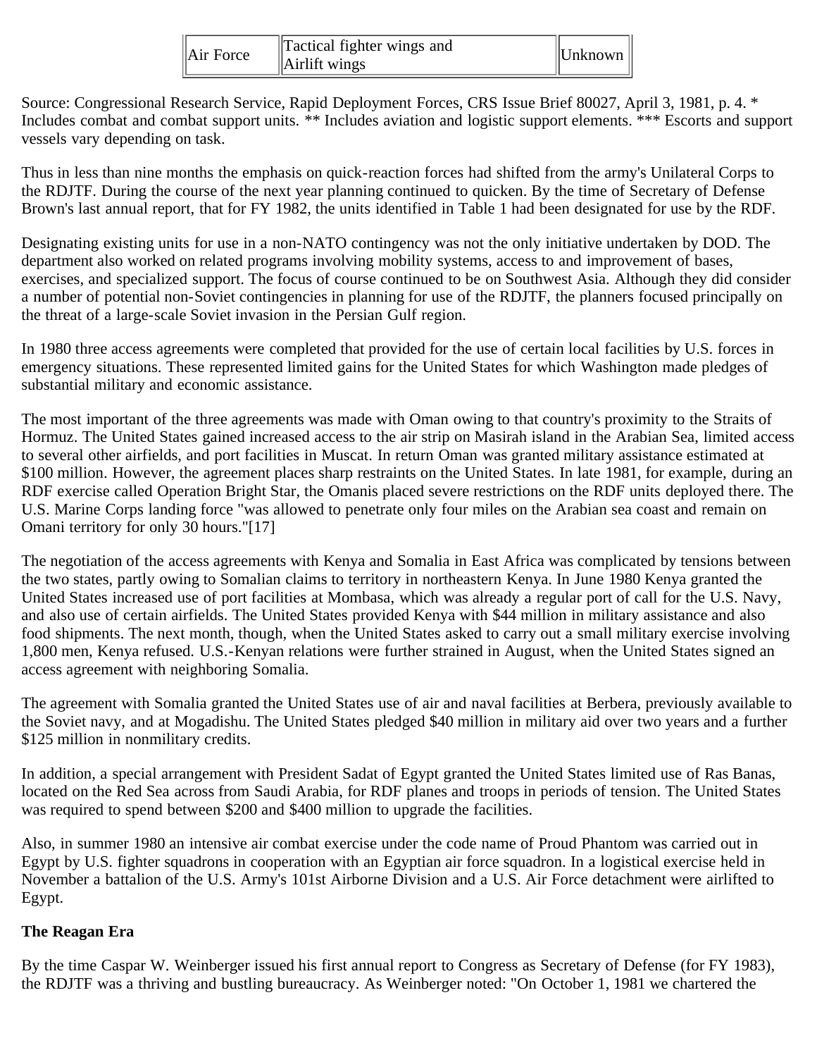| Air Force | Tactical fighter wings and Airlift wings | Unknown |
|---|---|---|

Source: Congressional Research Service, Rapid Deployment Forces, CRS Issue Brief 80027, April 3, 1981, p. 4. * Includes combat and combat support units. ** Includes aviation and logistic support elements. *** Escorts and support vessels vary depending on task.

Thus in less than nine months the emphasis on quick-reaction forces had shifted from the army's Unilateral Corps to the RDJTF. During the course of the next year planning continued to quicken. By the time of Secretary of Defense Brown's last annual report, that for FY 1982, the units identified in Table 1 had been designated for use by the RDF.

Designating existing units for use in a non-NATO contingency was not the only initiative undertaken by DOD. The department also worked on related programs involving mobility systems, access to and improvement of bases, exercises, and specialized support. The focus of course continued to be on Southwest Asia. Although they did consider a number of potential non-Soviet contingencies in planning for use of the RDJTF, the planners focused principally on the threat of a large-scale Soviet invasion in the Persian Gulf region.

In 1980 three access agreements were completed that provided for the use of certain local facilities by U.S. forces in emergency situations. These represented limited gains for the United States for which Washington made pledges of substantial military and economic assistance.

The most important of the three agreements was made with Oman owing to that country's proximity to the Straits of Hormuz. The United States gained increased access to the air strip on Masirah island in the Arabian Sea, limited access to several other airfields, and port facilities in Muscat. In return Oman was granted military assistance estimated at $100 million. However, the agreement places sharp restraints on the United States. In late 1981, for example, during an RDF exercise called Operation Bright Star, the Omanis placed severe restrictions on the RDF units deployed there. The U.S. Marine Corps landing force "was allowed to penetrate only four miles on the Arabian sea coast and remain on Omani territory for only 30 hours."[17]

The negotiation of the access agreements with Kenya and Somalia in East Africa was complicated by tensions between the two states, partly owing to Somalian claims to territory in northeastern Kenya. In June 1980 Kenya granted the United States increased use of port facilities at Mombasa, which was already a regular port of call for the U.S. Navy, and also use of certain airfields. The United States provided Kenya with $44 million in military assistance and also food shipments. The next month, though, when the United States asked to carry out a small military exercise involving 1,800 men, Kenya refused. U.S.-Kenyan relations were further strained in August, when the United States signed an access agreement with neighboring Somalia.

The agreement with Somalia granted the United States use of air and naval facilities at Berbera, previously available to the Soviet navy, and at Mogadishu. The United States pledged $40 million in military aid over two years and a further $125 million in nonmilitary credits.

In addition, a special arrangement with President Sadat of Egypt granted the United States limited use of Ras Banas, located on the Red Sea across from Saudi Arabia, for RDF planes and troops in periods of tension. The United States was required to spend between $200 and $400 million to upgrade the facilities.

Also, in summer 1980 an intensive air combat exercise under the code name of Proud Phantom was carried out in Egypt by U.S. fighter squadrons in cooperation with an Egyptian air force squadron. In a logistical exercise held in November a battalion of the U.S. Army's 101st Airborne Division and a U.S. Air Force detachment were airlifted to Egypt.

**The Reagan Era**

By the time Caspar W. Weinberger issued his first annual report to Congress as Secretary of Defense (for FY 1983), the RDJTF was a thriving and bustling bureaucracy. As Weinberger noted: "On October 1, 1981 we chartered the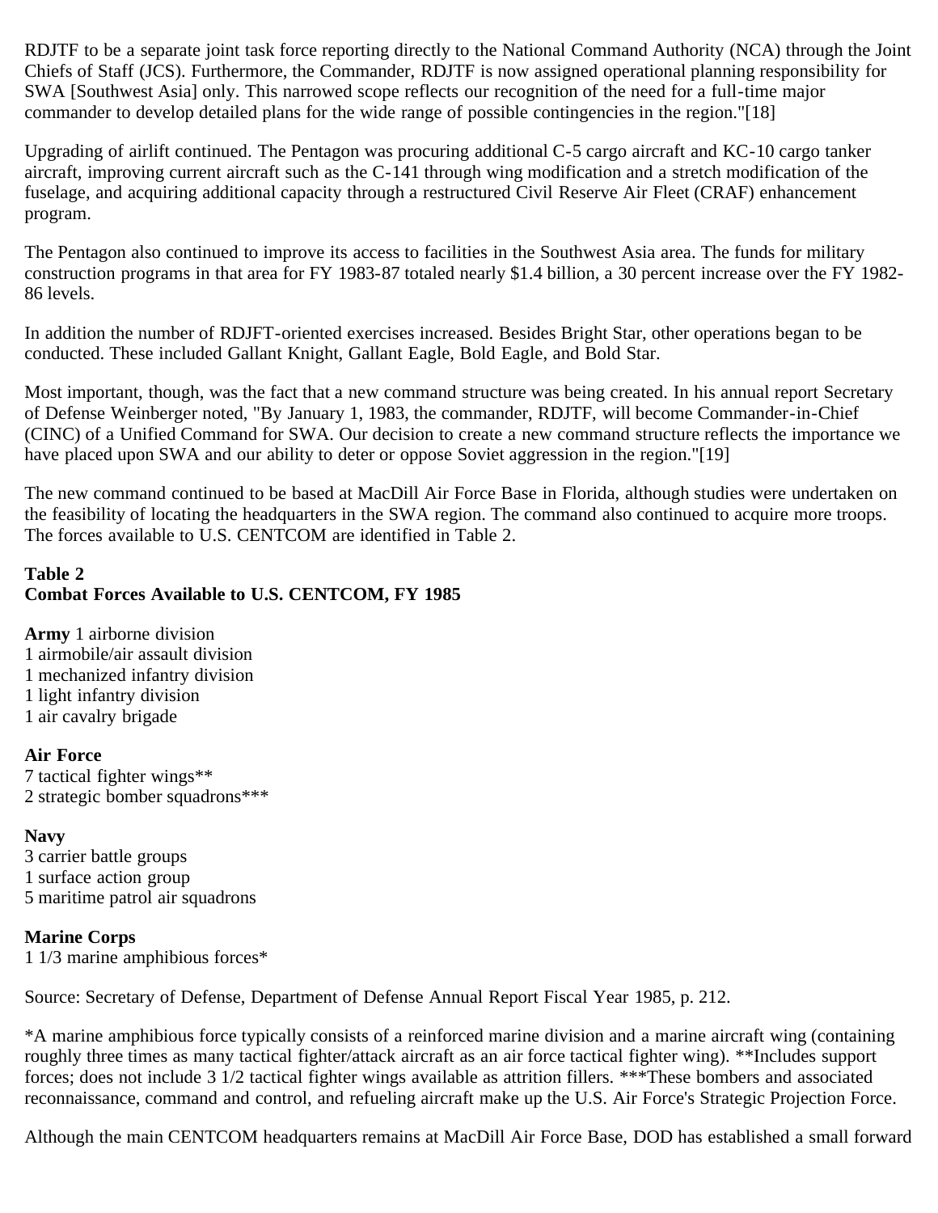RDJTF to be a separate joint task force reporting directly to the National Command Authority (NCA) through the Joint Chiefs of Staff (JCS). Furthermore, the Commander, RDJTF is now assigned operational planning responsibility for SWA [Southwest Asia] only. This narrowed scope reflects our recognition of the need for a full-time major commander to develop detailed plans for the wide range of possible contingencies in the region."[18]

Upgrading of airlift continued. The Pentagon was procuring additional C-5 cargo aircraft and KC-10 cargo tanker aircraft, improving current aircraft such as the C-141 through wing modification and a stretch modification of the fuselage, and acquiring additional capacity through a restructured Civil Reserve Air Fleet (CRAF) enhancement program.

The Pentagon also continued to improve its access to facilities in the Southwest Asia area. The funds for military construction programs in that area for FY 1983-87 totaled nearly $1.4 billion, a 30 percent increase over the FY 1982-86 levels.

In addition the number of RDJFT-oriented exercises increased. Besides Bright Star, other operations began to be conducted. These included Gallant Knight, Gallant Eagle, Bold Eagle, and Bold Star.

Most important, though, was the fact that a new command structure was being created. In his annual report Secretary of Defense Weinberger noted, "By January 1, 1983, the commander, RDJTF, will become Commander-in-Chief (CINC) of a Unified Command for SWA. Our decision to create a new command structure reflects the importance we have placed upon SWA and our ability to deter or oppose Soviet aggression in the region."[19]

The new command continued to be based at MacDill Air Force Base in Florida, although studies were undertaken on the feasibility of locating the headquarters in the SWA region. The command also continued to acquire more troops. The forces available to U.S. CENTCOM are identified in Table 2.

**Table 2**
**Combat Forces Available to U.S. CENTCOM, FY 1985**

**Army** 1 airborne division
1 airmobile/air assault division
1 mechanized infantry division
1 light infantry division
1 air cavalry brigade

**Air Force**
7 tactical fighter wings**
2 strategic bomber squadrons***

**Navy**
3 carrier battle groups
1 surface action group
5 maritime patrol air squadrons

**Marine Corps**
1 1/3 marine amphibious forces*

Source: Secretary of Defense, Department of Defense Annual Report Fiscal Year 1985, p. 212.

*A marine amphibious force typically consists of a reinforced marine division and a marine aircraft wing (containing roughly three times as many tactical fighter/attack aircraft as an air force tactical fighter wing). **Includes support forces; does not include 3 1/2 tactical fighter wings available as attrition fillers. ***These bombers and associated reconnaissance, command and control, and refueling aircraft make up the U.S. Air Force's Strategic Projection Force.

Although the main CENTCOM headquarters remains at MacDill Air Force Base, DOD has established a small forward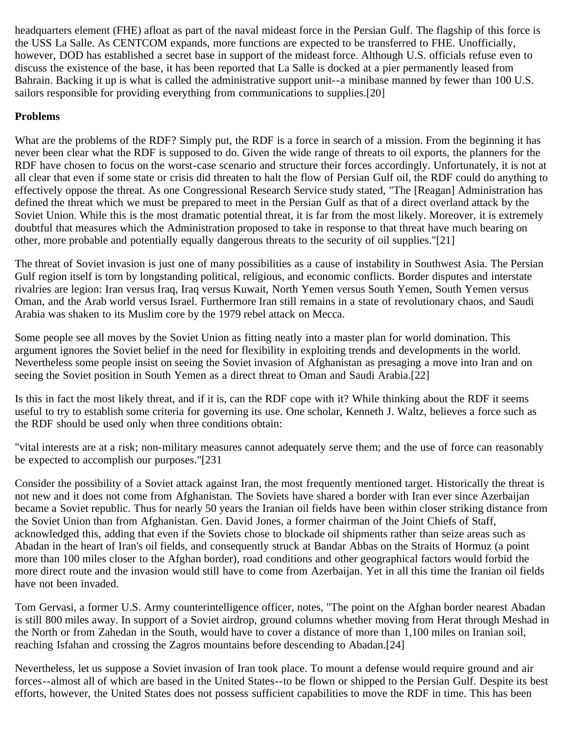headquarters element (FHE) afloat as part of the naval mideast force in the Persian Gulf. The flagship of this force is the USS La Salle. As CENTCOM expands, more functions are expected to be transferred to FHE. Unofficially, however, DOD has established a secret base in support of the mideast force. Although U.S. officials refuse even to discuss the existence of the base, it has been reported that La Salle is docked at a pier permanently leased from Bahrain. Backing it up is what is called the administrative support unit--a minibase manned by fewer than 100 U.S. sailors responsible for providing everything from communications to supplies.[20]

**Problems**

What are the problems of the RDF? Simply put, the RDF is a force in search of a mission. From the beginning it has never been clear what the RDF is supposed to do. Given the wide range of threats to oil exports, the planners for the RDF have chosen to focus on the worst-case scenario and structure their forces accordingly. Unfortunately, it is not at all clear that even if some state or crisis did threaten to halt the flow of Persian Gulf oil, the RDF could do anything to effectively oppose the threat. As one Congressional Research Service study stated, "The [Reagan] Administration has defined the threat which we must be prepared to meet in the Persian Gulf as that of a direct overland attack by the Soviet Union. While this is the most dramatic potential threat, it is far from the most likely. Moreover, it is extremely doubtful that measures which the Administration proposed to take in response to that threat have much bearing on other, more probable and potentially equally dangerous threats to the security of oil supplies."[21]

The threat of Soviet invasion is just one of many possibilities as a cause of instability in Southwest Asia. The Persian Gulf region itself is torn by longstanding political, religious, and economic conflicts. Border disputes and interstate rivalries are legion: Iran versus Iraq, Iraq versus Kuwait, North Yemen versus South Yemen, South Yemen versus Oman, and the Arab world versus Israel. Furthermore Iran still remains in a state of revolutionary chaos, and Saudi Arabia was shaken to its Muslim core by the 1979 rebel attack on Mecca.

Some people see all moves by the Soviet Union as fitting neatly into a master plan for world domination. This argument ignores the Soviet belief in the need for flexibility in exploiting trends and developments in the world. Nevertheless some people insist on seeing the Soviet invasion of Afghanistan as presaging a move into Iran and on seeing the Soviet position in South Yemen as a direct threat to Oman and Saudi Arabia.[22]

Is this in fact the most likely threat, and if it is, can the RDF cope with it? While thinking about the RDF it seems useful to try to establish some criteria for governing its use. One scholar, Kenneth J. Waltz, believes a force such as the RDF should be used only when three conditions obtain:

"vital interests are at a risk; non-military measures cannot adequately serve them; and the use of force can reasonably be expected to accomplish our purposes."[231

Consider the possibility of a Soviet attack against Iran, the most frequently mentioned target. Historically the threat is not new and it does not come from Afghanistan. The Soviets have shared a border with Iran ever since Azerbaijan became a Soviet republic. Thus for nearly 50 years the Iranian oil fields have been within closer striking distance from the Soviet Union than from Afghanistan. Gen. David Jones, a former chairman of the Joint Chiefs of Staff, acknowledged this, adding that even if the Soviets chose to blockade oil shipments rather than seize areas such as Abadan in the heart of Iran's oil fields, and consequently struck at Bandar Abbas on the Straits of Hormuz (a point more than 100 miles closer to the Afghan border), road conditions and other geographical factors would forbid the more direct route and the invasion would still have to come from Azerbaijan. Yet in all this time the Iranian oil fields have not been invaded.

Tom Gervasi, a former U.S. Army counterintelligence officer, notes, "The point on the Afghan border nearest Abadan is still 800 miles away. In support of a Soviet airdrop, ground columns whether moving from Herat through Meshad in the North or from Zahedan in the South, would have to cover a distance of more than 1,100 miles on Iranian soil, reaching Isfahan and crossing the Zagros mountains before descending to Abadan.[24]

Nevertheless, let us suppose a Soviet invasion of Iran took place. To mount a defense would require ground and air forces--almost all of which are based in the United States--to be flown or shipped to the Persian Gulf. Despite its best efforts, however, the United States does not possess sufficient capabilities to move the RDF in time. This has been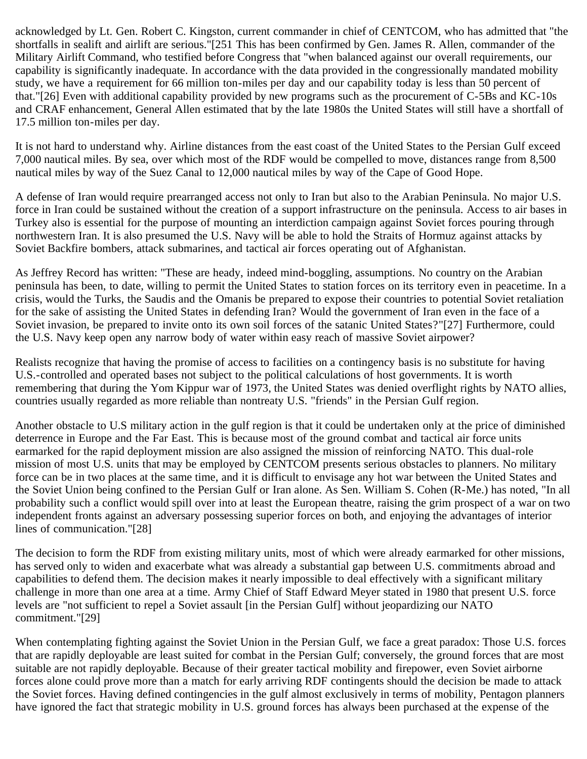acknowledged by Lt. Gen. Robert C. Kingston, current commander in chief of CENTCOM, who has admitted that "the shortfalls in sealift and airlift are serious."[25] This has been confirmed by Gen. James R. Allen, commander of the Military Airlift Command, who testified before Congress that "when balanced against our overall requirements, our capability is significantly inadequate. In accordance with the data provided in the congressionally mandated mobility study, we have a requirement for 66 million ton-miles per day and our capability today is less than 50 percent of that."[26] Even with additional capability provided by new programs such as the procurement of C-5Bs and KC-10s and CRAF enhancement, General Allen estimated that by the late 1980s the United States will still have a shortfall of 17.5 million ton-miles per day.

It is not hard to understand why. Airline distances from the east coast of the United States to the Persian Gulf exceed 7,000 nautical miles. By sea, over which most of the RDF would be compelled to move, distances range from 8,500 nautical miles by way of the Suez Canal to 12,000 nautical miles by way of the Cape of Good Hope.

A defense of Iran would require prearranged access not only to Iran but also to the Arabian Peninsula. No major U.S. force in Iran could be sustained without the creation of a support infrastructure on the peninsula. Access to air bases in Turkey also is essential for the purpose of mounting an interdiction campaign against Soviet forces pouring through northwestern Iran. It is also presumed the U.S. Navy will be able to hold the Straits of Hormuz against attacks by Soviet Backfire bombers, attack submarines, and tactical air forces operating out of Afghanistan.

As Jeffrey Record has written: "These are heady, indeed mind-boggling, assumptions. No country on the Arabian peninsula has been, to date, willing to permit the United States to station forces on its territory even in peacetime. In a crisis, would the Turks, the Saudis and the Omanis be prepared to expose their countries to potential Soviet retaliation for the sake of assisting the United States in defending Iran? Would the government of Iran even in the face of a Soviet invasion, be prepared to invite onto its own soil forces of the satanic United States?"[27] Furthermore, could the U.S. Navy keep open any narrow body of water within easy reach of massive Soviet airpower?

Realists recognize that having the promise of access to facilities on a contingency basis is no substitute for having U.S.-controlled and operated bases not subject to the political calculations of host governments. It is worth remembering that during the Yom Kippur war of 1973, the United States was denied overflight rights by NATO allies, countries usually regarded as more reliable than nontreaty U.S. "friends" in the Persian Gulf region.

Another obstacle to U.S military action in the gulf region is that it could be undertaken only at the price of diminished deterrence in Europe and the Far East. This is because most of the ground combat and tactical air force units earmarked for the rapid deployment mission are also assigned the mission of reinforcing NATO. This dual-role mission of most U.S. units that may be employed by CENTCOM presents serious obstacles to planners. No military force can be in two places at the same time, and it is difficult to envisage any hot war between the United States and the Soviet Union being confined to the Persian Gulf or Iran alone. As Sen. William S. Cohen (R-Me.) has noted, "In all probability such a conflict would spill over into at least the European theatre, raising the grim prospect of a war on two independent fronts against an adversary possessing superior forces on both, and enjoying the advantages of interior lines of communication."[28]

The decision to form the RDF from existing military units, most of which were already earmarked for other missions, has served only to widen and exacerbate what was already a substantial gap between U.S. commitments abroad and capabilities to defend them. The decision makes it nearly impossible to deal effectively with a significant military challenge in more than one area at a time. Army Chief of Staff Edward Meyer stated in 1980 that present U.S. force levels are "not sufficient to repel a Soviet assault [in the Persian Gulf] without jeopardizing our NATO commitment."[29]

When contemplating fighting against the Soviet Union in the Persian Gulf, we face a great paradox: Those U.S. forces that are rapidly deployable are least suited for combat in the Persian Gulf; conversely, the ground forces that are most suitable are not rapidly deployable. Because of their greater tactical mobility and firepower, even Soviet airborne forces alone could prove more than a match for early arriving RDF contingents should the decision be made to attack the Soviet forces. Having defined contingencies in the gulf almost exclusively in terms of mobility, Pentagon planners have ignored the fact that strategic mobility in U.S. ground forces has always been purchased at the expense of the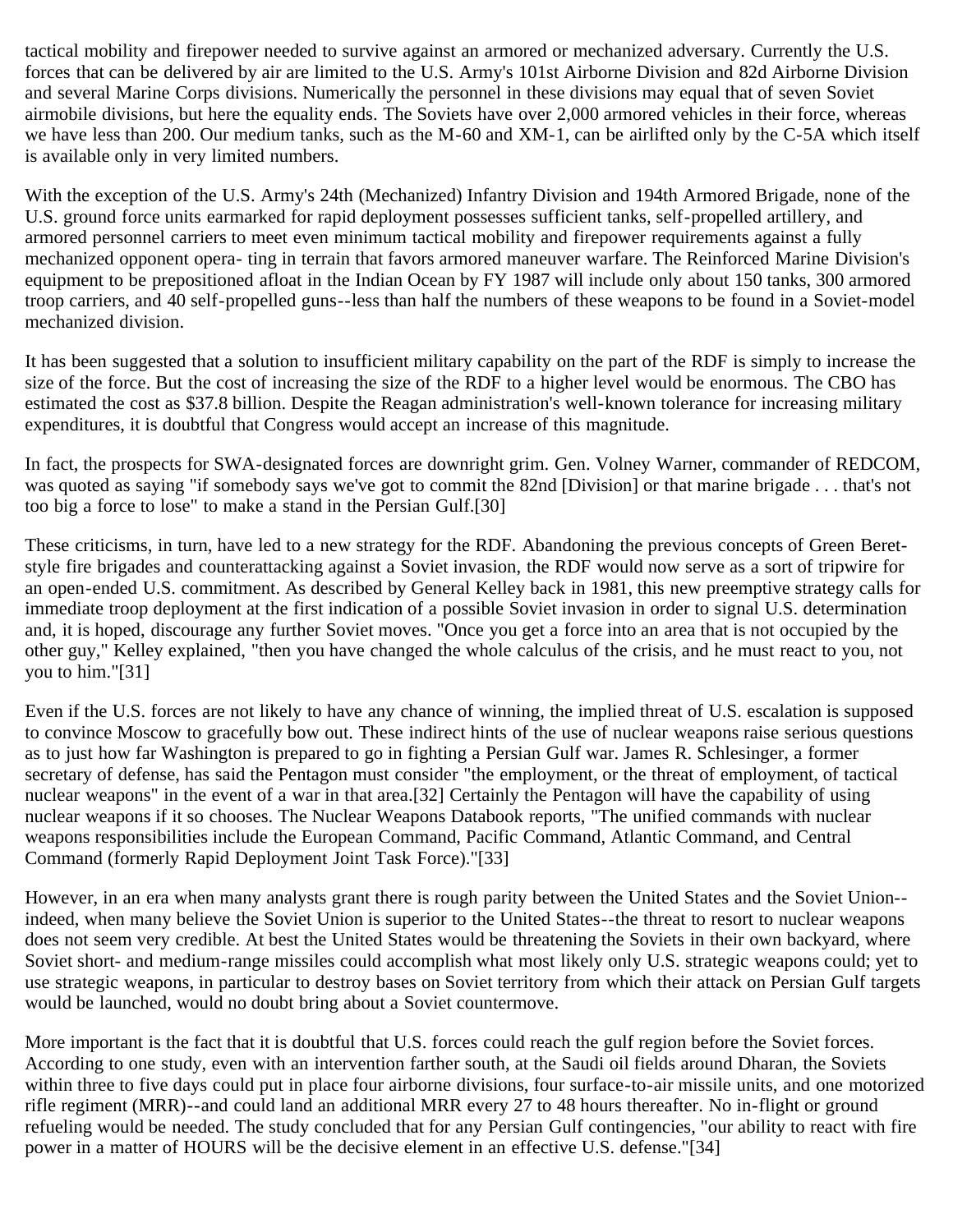tactical mobility and firepower needed to survive against an armored or mechanized adversary. Currently the U.S. forces that can be delivered by air are limited to the U.S. Army's 101st Airborne Division and 82d Airborne Division and several Marine Corps divisions. Numerically the personnel in these divisions may equal that of seven Soviet airmobile divisions, but here the equality ends. The Soviets have over 2,000 armored vehicles in their force, whereas we have less than 200. Our medium tanks, such as the M-60 and XM-1, can be airlifted only by the C-5A which itself is available only in very limited numbers.

With the exception of the U.S. Army's 24th (Mechanized) Infantry Division and 194th Armored Brigade, none of the U.S. ground force units earmarked for rapid deployment possesses sufficient tanks, self-propelled artillery, and armored personnel carriers to meet even minimum tactical mobility and firepower requirements against a fully mechanized opponent opera- ting in terrain that favors armored maneuver warfare. The Reinforced Marine Division's equipment to be prepositioned afloat in the Indian Ocean by FY 1987 will include only about 150 tanks, 300 armored troop carriers, and 40 self-propelled guns--less than half the numbers of these weapons to be found in a Soviet-model mechanized division.

It has been suggested that a solution to insufficient military capability on the part of the RDF is simply to increase the size of the force. But the cost of increasing the size of the RDF to a higher level would be enormous. The CBO has estimated the cost as $37.8 billion. Despite the Reagan administration's well-known tolerance for increasing military expenditures, it is doubtful that Congress would accept an increase of this magnitude.

In fact, the prospects for SWA-designated forces are downright grim. Gen. Volney Warner, commander of REDCOM, was quoted as saying "if somebody says we've got to commit the 82nd [Division] or that marine brigade . . . that's not too big a force to lose" to make a stand in the Persian Gulf.[30]

These criticisms, in turn, have led to a new strategy for the RDF. Abandoning the previous concepts of Green Beret-style fire brigades and counterattacking against a Soviet invasion, the RDF would now serve as a sort of tripwire for an open-ended U.S. commitment. As described by General Kelley back in 1981, this new preemptive strategy calls for immediate troop deployment at the first indication of a possible Soviet invasion in order to signal U.S. determination and, it is hoped, discourage any further Soviet moves. "Once you get a force into an area that is not occupied by the other guy," Kelley explained, "then you have changed the whole calculus of the crisis, and he must react to you, not you to him."[31]

Even if the U.S. forces are not likely to have any chance of winning, the implied threat of U.S. escalation is supposed to convince Moscow to gracefully bow out. These indirect hints of the use of nuclear weapons raise serious questions as to just how far Washington is prepared to go in fighting a Persian Gulf war. James R. Schlesinger, a former secretary of defense, has said the Pentagon must consider "the employment, or the threat of employment, of tactical nuclear weapons" in the event of a war in that area.[32] Certainly the Pentagon will have the capability of using nuclear weapons if it so chooses. The Nuclear Weapons Databook reports, "The unified commands with nuclear weapons responsibilities include the European Command, Pacific Command, Atlantic Command, and Central Command (formerly Rapid Deployment Joint Task Force)."[33]

However, in an era when many analysts grant there is rough parity between the United States and the Soviet Union--indeed, when many believe the Soviet Union is superior to the United States--the threat to resort to nuclear weapons does not seem very credible. At best the United States would be threatening the Soviets in their own backyard, where Soviet short- and medium-range missiles could accomplish what most likely only U.S. strategic weapons could; yet to use strategic weapons, in particular to destroy bases on Soviet territory from which their attack on Persian Gulf targets would be launched, would no doubt bring about a Soviet countermove.

More important is the fact that it is doubtful that U.S. forces could reach the gulf region before the Soviet forces. According to one study, even with an intervention farther south, at the Saudi oil fields around Dharan, the Soviets within three to five days could put in place four airborne divisions, four surface-to-air missile units, and one motorized rifle regiment (MRR)--and could land an additional MRR every 27 to 48 hours thereafter. No in-flight or ground refueling would be needed. The study concluded that for any Persian Gulf contingencies, "our ability to react with fire power in a matter of HOURS will be the decisive element in an effective U.S. defense."[34]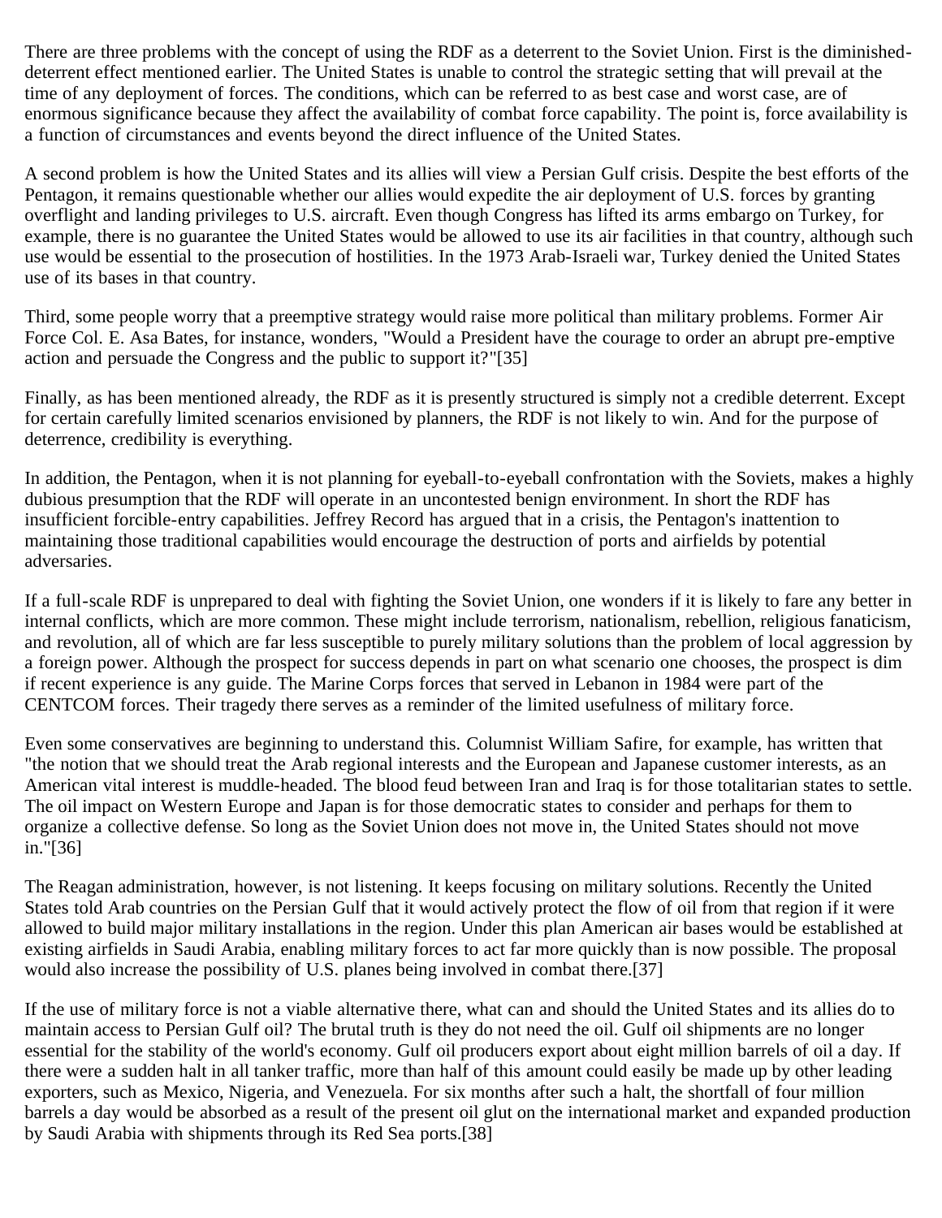There are three problems with the concept of using the RDF as a deterrent to the Soviet Union. First is the diminished-deterrent effect mentioned earlier. The United States is unable to control the strategic setting that will prevail at the time of any deployment of forces. The conditions, which can be referred to as best case and worst case, are of enormous significance because they affect the availability of combat force capability. The point is, force availability is a function of circumstances and events beyond the direct influence of the United States.

A second problem is how the United States and its allies will view a Persian Gulf crisis. Despite the best efforts of the Pentagon, it remains questionable whether our allies would expedite the air deployment of U.S. forces by granting overflight and landing privileges to U.S. aircraft. Even though Congress has lifted its arms embargo on Turkey, for example, there is no guarantee the United States would be allowed to use its air facilities in that country, although such use would be essential to the prosecution of hostilities. In the 1973 Arab-Israeli war, Turkey denied the United States use of its bases in that country.

Third, some people worry that a preemptive strategy would raise more political than military problems. Former Air Force Col. E. Asa Bates, for instance, wonders, "Would a President have the courage to order an abrupt pre-emptive action and persuade the Congress and the public to support it?"[35]

Finally, as has been mentioned already, the RDF as it is presently structured is simply not a credible deterrent. Except for certain carefully limited scenarios envisioned by planners, the RDF is not likely to win. And for the purpose of deterrence, credibility is everything.

In addition, the Pentagon, when it is not planning for eyeball-to-eyeball confrontation with the Soviets, makes a highly dubious presumption that the RDF will operate in an uncontested benign environment. In short the RDF has insufficient forcible-entry capabilities. Jeffrey Record has argued that in a crisis, the Pentagon's inattention to maintaining those traditional capabilities would encourage the destruction of ports and airfields by potential adversaries.

If a full-scale RDF is unprepared to deal with fighting the Soviet Union, one wonders if it is likely to fare any better in internal conflicts, which are more common. These might include terrorism, nationalism, rebellion, religious fanaticism, and revolution, all of which are far less susceptible to purely military solutions than the problem of local aggression by a foreign power. Although the prospect for success depends in part on what scenario one chooses, the prospect is dim if recent experience is any guide. The Marine Corps forces that served in Lebanon in 1984 were part of the CENTCOM forces. Their tragedy there serves as a reminder of the limited usefulness of military force.

Even some conservatives are beginning to understand this. Columnist William Safire, for example, has written that "the notion that we should treat the Arab regional interests and the European and Japanese customer interests, as an American vital interest is muddle-headed. The blood feud between Iran and Iraq is for those totalitarian states to settle. The oil impact on Western Europe and Japan is for those democratic states to consider and perhaps for them to organize a collective defense. So long as the Soviet Union does not move in, the United States should not move in."[36]

The Reagan administration, however, is not listening. It keeps focusing on military solutions. Recently the United States told Arab countries on the Persian Gulf that it would actively protect the flow of oil from that region if it were allowed to build major military installations in the region. Under this plan American air bases would be established at existing airfields in Saudi Arabia, enabling military forces to act far more quickly than is now possible. The proposal would also increase the possibility of U.S. planes being involved in combat there.[37]

If the use of military force is not a viable alternative there, what can and should the United States and its allies do to maintain access to Persian Gulf oil? The brutal truth is they do not need the oil. Gulf oil shipments are no longer essential for the stability of the world's economy. Gulf oil producers export about eight million barrels of oil a day. If there were a sudden halt in all tanker traffic, more than half of this amount could easily be made up by other leading exporters, such as Mexico, Nigeria, and Venezuela. For six months after such a halt, the shortfall of four million barrels a day would be absorbed as a result of the present oil glut on the international market and expanded production by Saudi Arabia with shipments through its Red Sea ports.[38]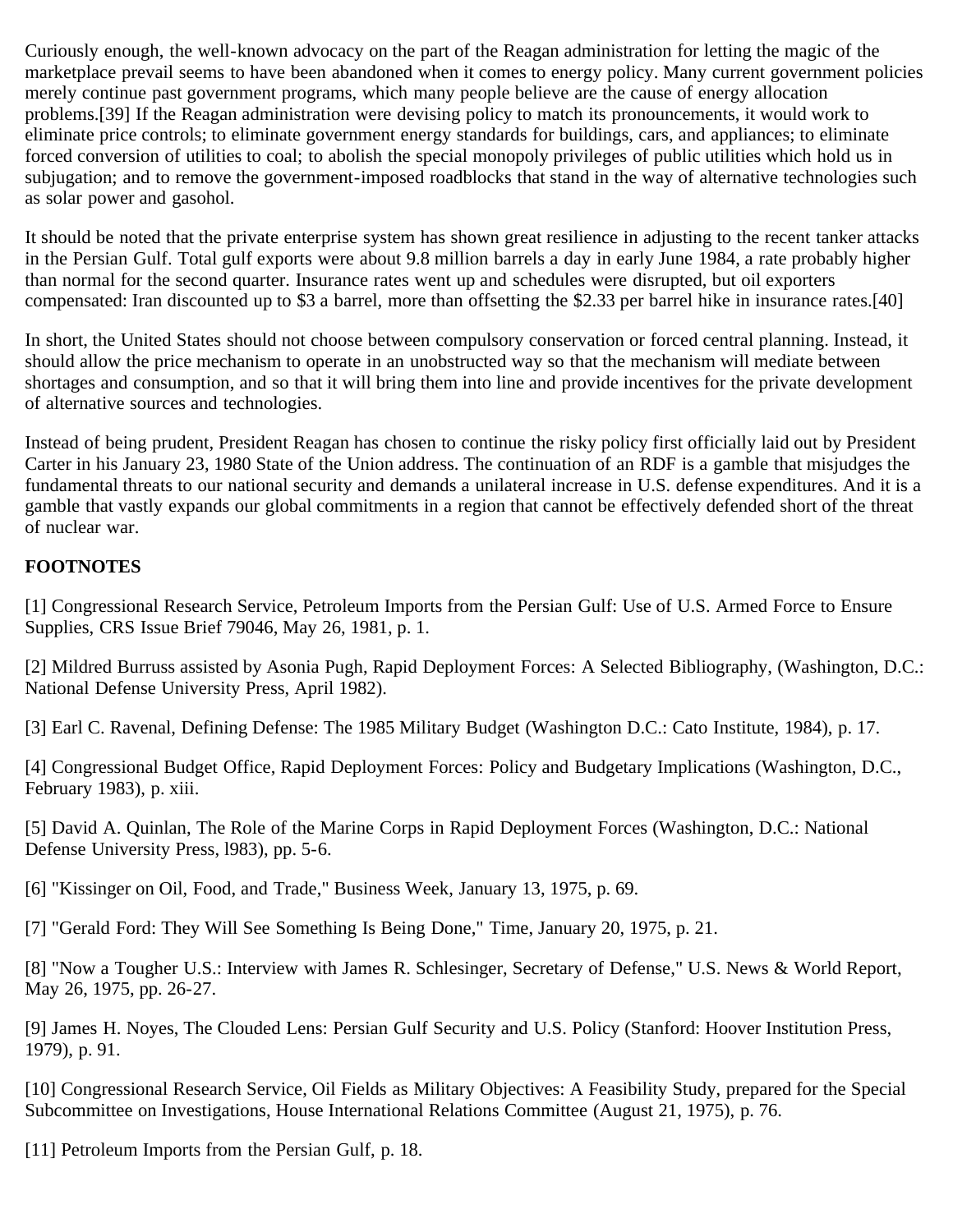Curiously enough, the well-known advocacy on the part of the Reagan administration for letting the magic of the marketplace prevail seems to have been abandoned when it comes to energy policy. Many current government policies merely continue past government programs, which many people believe are the cause of energy allocation problems.[39] If the Reagan administration were devising policy to match its pronouncements, it would work to eliminate price controls; to eliminate government energy standards for buildings, cars, and appliances; to eliminate forced conversion of utilities to coal; to abolish the special monopoly privileges of public utilities which hold us in subjugation; and to remove the government-imposed roadblocks that stand in the way of alternative technologies such as solar power and gasohol.

It should be noted that the private enterprise system has shown great resilience in adjusting to the recent tanker attacks in the Persian Gulf. Total gulf exports were about 9.8 million barrels a day in early June 1984, a rate probably higher than normal for the second quarter. Insurance rates went up and schedules were disrupted, but oil exporters compensated: Iran discounted up to $3 a barrel, more than offsetting the $2.33 per barrel hike in insurance rates.[40]

In short, the United States should not choose between compulsory conservation or forced central planning. Instead, it should allow the price mechanism to operate in an unobstructed way so that the mechanism will mediate between shortages and consumption, and so that it will bring them into line and provide incentives for the private development of alternative sources and technologies.

Instead of being prudent, President Reagan has chosen to continue the risky policy first officially laid out by President Carter in his January 23, 1980 State of the Union address. The continuation of an RDF is a gamble that misjudges the fundamental threats to our national security and demands a unilateral increase in U.S. defense expenditures. And it is a gamble that vastly expands our global commitments in a region that cannot be effectively defended short of the threat of nuclear war.

**FOOTNOTES**

[1] Congressional Research Service, Petroleum Imports from the Persian Gulf: Use of U.S. Armed Force to Ensure Supplies, CRS Issue Brief 79046, May 26, 1981, p. 1.

[2] Mildred Burruss assisted by Asonia Pugh, Rapid Deployment Forces: A Selected Bibliography, (Washington, D.C.: National Defense University Press, April 1982).

[3] Earl C. Ravenal, Defining Defense: The 1985 Military Budget (Washington D.C.: Cato Institute, 1984), p. 17.

[4] Congressional Budget Office, Rapid Deployment Forces: Policy and Budgetary Implications (Washington, D.C., February 1983), p. xiii.

[5] David A. Quinlan, The Role of the Marine Corps in Rapid Deployment Forces (Washington, D.C.: National Defense University Press, l983), pp. 5-6.

[6] "Kissinger on Oil, Food, and Trade," Business Week, January 13, 1975, p. 69.

[7] "Gerald Ford: They Will See Something Is Being Done," Time, January 20, 1975, p. 21.

[8] "Now a Tougher U.S.: Interview with James R. Schlesinger, Secretary of Defense," U.S. News & World Report, May 26, 1975, pp. 26-27.

[9] James H. Noyes, The Clouded Lens: Persian Gulf Security and U.S. Policy (Stanford: Hoover Institution Press, 1979), p. 91.

[10] Congressional Research Service, Oil Fields as Military Objectives: A Feasibility Study, prepared for the Special Subcommittee on Investigations, House International Relations Committee (August 21, 1975), p. 76.

[11] Petroleum Imports from the Persian Gulf, p. 18.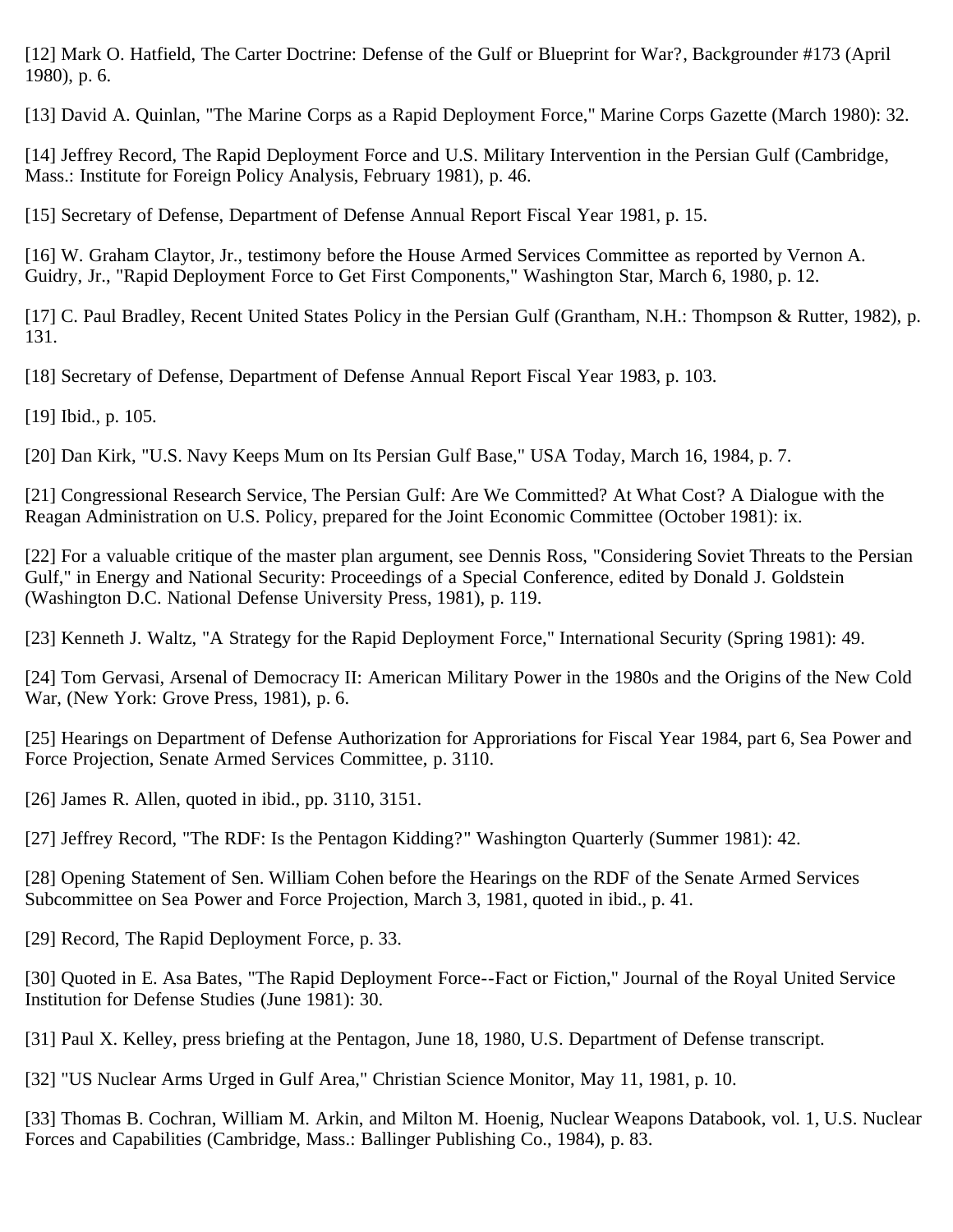[12] Mark O. Hatfield, The Carter Doctrine: Defense of the Gulf or Blueprint for War?, Backgrounder #173 (April 1980), p. 6.

[13] David A. Quinlan, "The Marine Corps as a Rapid Deployment Force," Marine Corps Gazette (March 1980): 32.

[14] Jeffrey Record, The Rapid Deployment Force and U.S. Military Intervention in the Persian Gulf (Cambridge, Mass.: Institute for Foreign Policy Analysis, February 1981), p. 46.

[15] Secretary of Defense, Department of Defense Annual Report Fiscal Year 1981, p. 15.

[16] W. Graham Claytor, Jr., testimony before the House Armed Services Committee as reported by Vernon A. Guidry, Jr., "Rapid Deployment Force to Get First Components," Washington Star, March 6, 1980, p. 12.

[17] C. Paul Bradley, Recent United States Policy in the Persian Gulf (Grantham, N.H.: Thompson & Rutter, 1982), p. 131.

[18] Secretary of Defense, Department of Defense Annual Report Fiscal Year 1983, p. 103.

[19] Ibid., p. 105.

[20] Dan Kirk, "U.S. Navy Keeps Mum on Its Persian Gulf Base," USA Today, March 16, 1984, p. 7.

[21] Congressional Research Service, The Persian Gulf: Are We Committed? At What Cost? A Dialogue with the Reagan Administration on U.S. Policy, prepared for the Joint Economic Committee (October 1981): ix.

[22] For a valuable critique of the master plan argument, see Dennis Ross, "Considering Soviet Threats to the Persian Gulf," in Energy and National Security: Proceedings of a Special Conference, edited by Donald J. Goldstein (Washington D.C. National Defense University Press, 1981), p. 119.

[23] Kenneth J. Waltz, "A Strategy for the Rapid Deployment Force," International Security (Spring 1981): 49.

[24] Tom Gervasi, Arsenal of Democracy II: American Military Power in the 1980s and the Origins of the New Cold War, (New York: Grove Press, 1981), p. 6.

[25] Hearings on Department of Defense Authorization for Approriations for Fiscal Year 1984, part 6, Sea Power and Force Projection, Senate Armed Services Committee, p. 3110.

[26] James R. Allen, quoted in ibid., pp. 3110, 3151.

[27] Jeffrey Record, "The RDF: Is the Pentagon Kidding?" Washington Quarterly (Summer 1981): 42.

[28] Opening Statement of Sen. William Cohen before the Hearings on the RDF of the Senate Armed Services Subcommittee on Sea Power and Force Projection, March 3, 1981, quoted in ibid., p. 41.

[29] Record, The Rapid Deployment Force, p. 33.

[30] Quoted in E. Asa Bates, "The Rapid Deployment Force--Fact or Fiction," Journal of the Royal United Service Institution for Defense Studies (June 1981): 30.

[31] Paul X. Kelley, press briefing at the Pentagon, June 18, 1980, U.S. Department of Defense transcript.

[32] "US Nuclear Arms Urged in Gulf Area," Christian Science Monitor, May 11, 1981, p. 10.

[33] Thomas B. Cochran, William M. Arkin, and Milton M. Hoenig, Nuclear Weapons Databook, vol. 1, U.S. Nuclear Forces and Capabilities (Cambridge, Mass.: Ballinger Publishing Co., 1984), p. 83.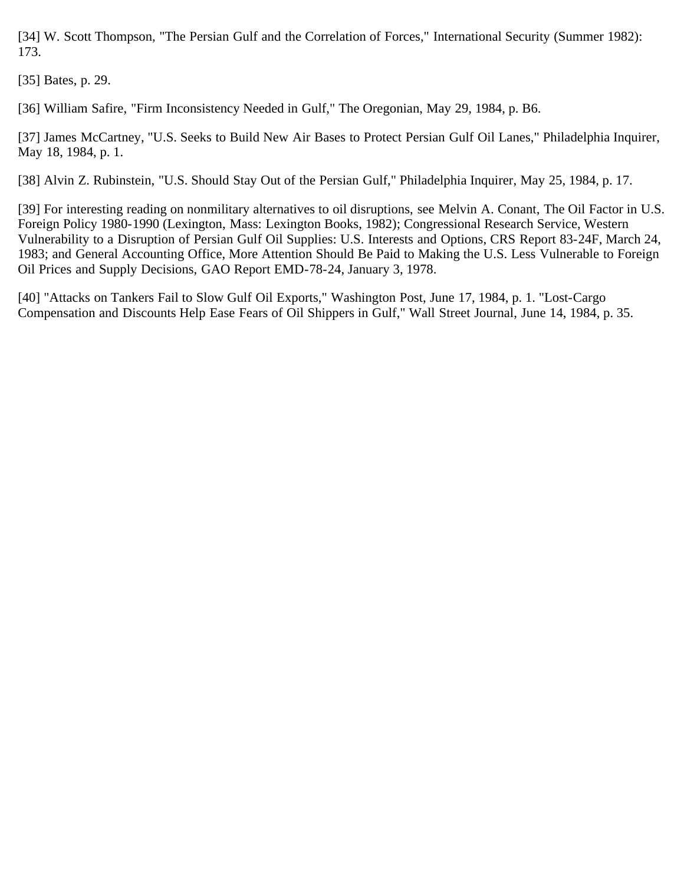[34] W. Scott Thompson, "The Persian Gulf and the Correlation of Forces," International Security (Summer 1982): 173.

[35] Bates, p. 29.

[36] William Safire, "Firm Inconsistency Needed in Gulf," The Oregonian, May 29, 1984, p. B6.

[37] James McCartney, "U.S. Seeks to Build New Air Bases to Protect Persian Gulf Oil Lanes," Philadelphia Inquirer, May 18, 1984, p. 1.

[38] Alvin Z. Rubinstein, "U.S. Should Stay Out of the Persian Gulf," Philadelphia Inquirer, May 25, 1984, p. 17.

[39] For interesting reading on nonmilitary alternatives to oil disruptions, see Melvin A. Conant, The Oil Factor in U.S. Foreign Policy 1980-1990 (Lexington, Mass: Lexington Books, 1982); Congressional Research Service, Western Vulnerability to a Disruption of Persian Gulf Oil Supplies: U.S. Interests and Options, CRS Report 83-24F, March 24, 1983; and General Accounting Office, More Attention Should Be Paid to Making the U.S. Less Vulnerable to Foreign Oil Prices and Supply Decisions, GAO Report EMD-78-24, January 3, 1978.

[40] "Attacks on Tankers Fail to Slow Gulf Oil Exports," Washington Post, June 17, 1984, p. 1. "Lost-Cargo Compensation and Discounts Help Ease Fears of Oil Shippers in Gulf," Wall Street Journal, June 14, 1984, p. 35.